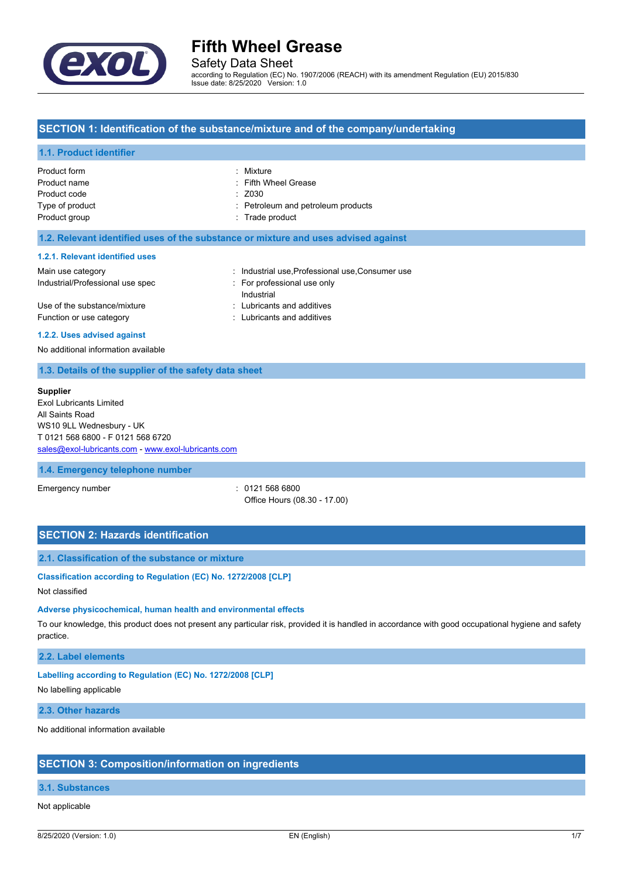# Fifth Wheel Grease

Safety Data Sheet

according to Regulation (EC) No. 1907/2006 (REACH) with its amendment Regulation (EU) 2015/830
Issue date: 8/25/2020 Version: 1.0

## SECTION 1: Identification of the substance/mixture and of the company/undertaking

### 1.1. Product identifier

| | |
|---|---|
| Product form | : Mixture |
| Product name | : Fifth Wheel Grease |
| Product code | : Z030 |
| Type of product | : Petroleum and petroleum products |
| Product group | : Trade product |

### 1.2. Relevant identified uses of the substance or mixture and uses advised against

#### 1.2.1. Relevant identified uses

| | |
|---|---|
| Main use category | : Industrial use,Professional use,Consumer use |
| Industrial/Professional use spec | : For professional use only<br>Industrial |
| Use of the substance/mixture | : Lubricants and additives |
| Function or use category | : Lubricants and additives |

#### 1.2.2. Uses advised against

No additional information available

### 1.3. Details of the supplier of the safety data sheet

**Supplier**
Exol Lubricants Limited
All Saints Road
WS10 9LL Wednesbury - UK
T 0121 568 6800 - F 0121 568 6720
sales@exol-lubricants.com - www.exol-lubricants.com

### 1.4. Emergency telephone number

| | |
|---|---|
| Emergency number | : 0121 568 6800<br>Office Hours (08.30 - 17.00) |

## SECTION 2: Hazards identification

### 2.1. Classification of the substance or mixture

#### Classification according to Regulation (EC) No. 1272/2008 [CLP]

Not classified

#### Adverse physicochemical, human health and environmental effects

To our knowledge, this product does not present any particular risk, provided it is handled in accordance with good occupational hygiene and safety practice.

### 2.2. Label elements

#### Labelling according to Regulation (EC) No. 1272/2008 [CLP]

No labelling applicable

### 2.3. Other hazards

No additional information available

## SECTION 3: Composition/information on ingredients

### 3.1. Substances

Not applicable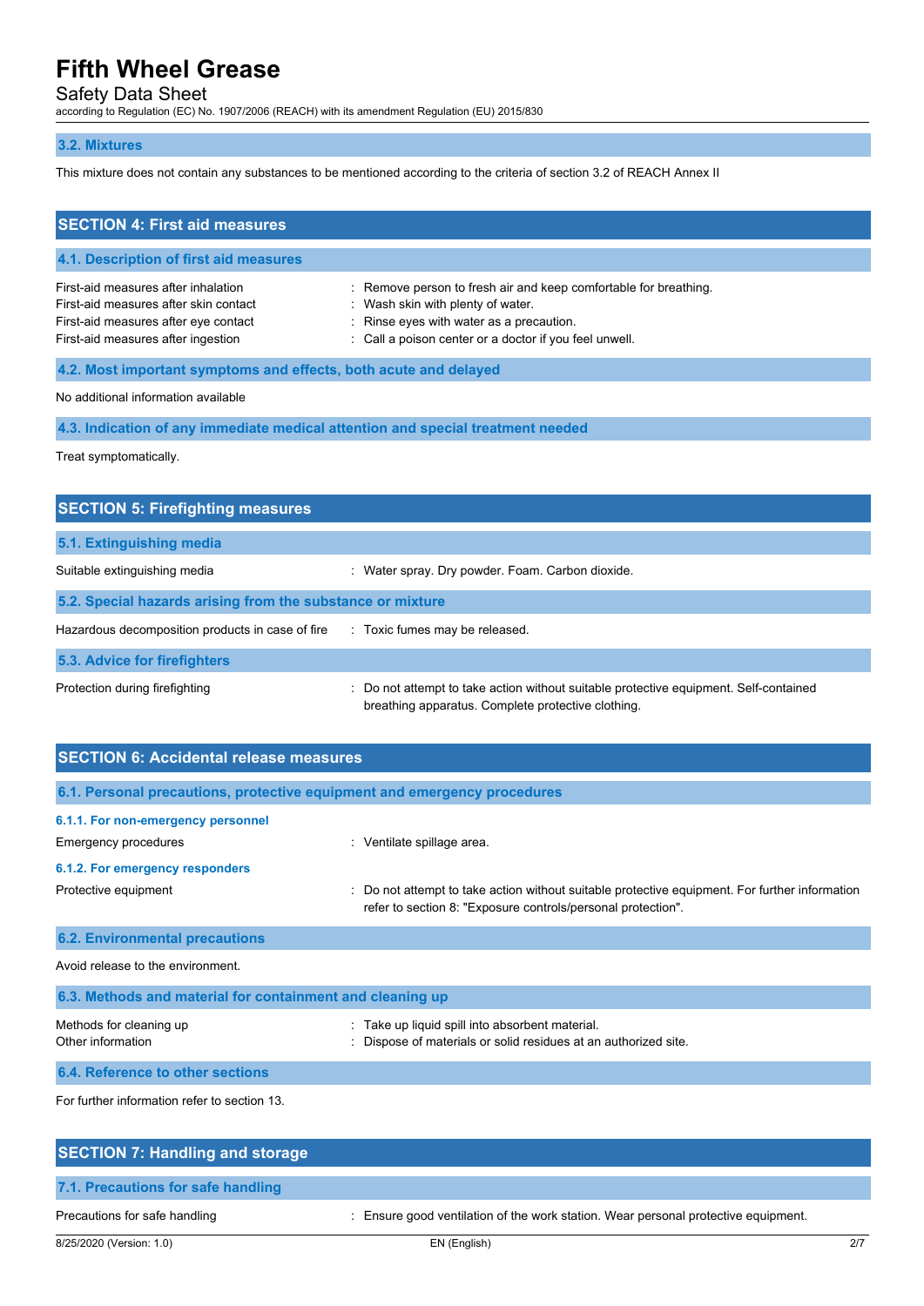### 3.2. Mixtures

This mixture does not contain any substances to be mentioned according to the criteria of section 3.2 of REACH Annex II

## SECTION 4: First aid measures

### 4.1. Description of first aid measures

| | |
|---|---|
| First-aid measures after inhalation | : Remove person to fresh air and keep comfortable for breathing. |
| First-aid measures after skin contact | : Wash skin with plenty of water. |
| First-aid measures after eye contact | : Rinse eyes with water as a precaution. |
| First-aid measures after ingestion | : Call a poison center or a doctor if you feel unwell. |

### 4.2. Most important symptoms and effects, both acute and delayed

No additional information available

### 4.3. Indication of any immediate medical attention and special treatment needed

Treat symptomatically.

## SECTION 5: Firefighting measures

### 5.1. Extinguishing media

| | |
|---|---|
| Suitable extinguishing media | : Water spray. Dry powder. Foam. Carbon dioxide. |

### 5.2. Special hazards arising from the substance or mixture

| | |
|---|---|
| Hazardous decomposition products in case of fire | : Toxic fumes may be released. |

### 5.3. Advice for firefighters

| | |
|---|---|
| Protection during firefighting | : Do not attempt to take action without suitable protective equipment. Self-contained breathing apparatus. Complete protective clothing. |

## SECTION 6: Accidental release measures

### 6.1. Personal precautions, protective equipment and emergency procedures

#### 6.1.1. For non-emergency personnel

| | |
|---|---|
| Emergency procedures | : Ventilate spillage area. |

#### 6.1.2. For emergency responders

| | |
|---|---|
| Protective equipment | : Do not attempt to take action without suitable protective equipment. For further information refer to section 8: "Exposure controls/personal protection". |

### 6.2. Environmental precautions

Avoid release to the environment.

### 6.3. Methods and material for containment and cleaning up

| | |
|---|---|
| Methods for cleaning up | : Take up liquid spill into absorbent material. |
| Other information | : Dispose of materials or solid residues at an authorized site. |

### 6.4. Reference to other sections

For further information refer to section 13.

## SECTION 7: Handling and storage

### 7.1. Precautions for safe handling

| | |
|---|---|
| Precautions for safe handling | : Ensure good ventilation of the work station. Wear personal protective equipment. |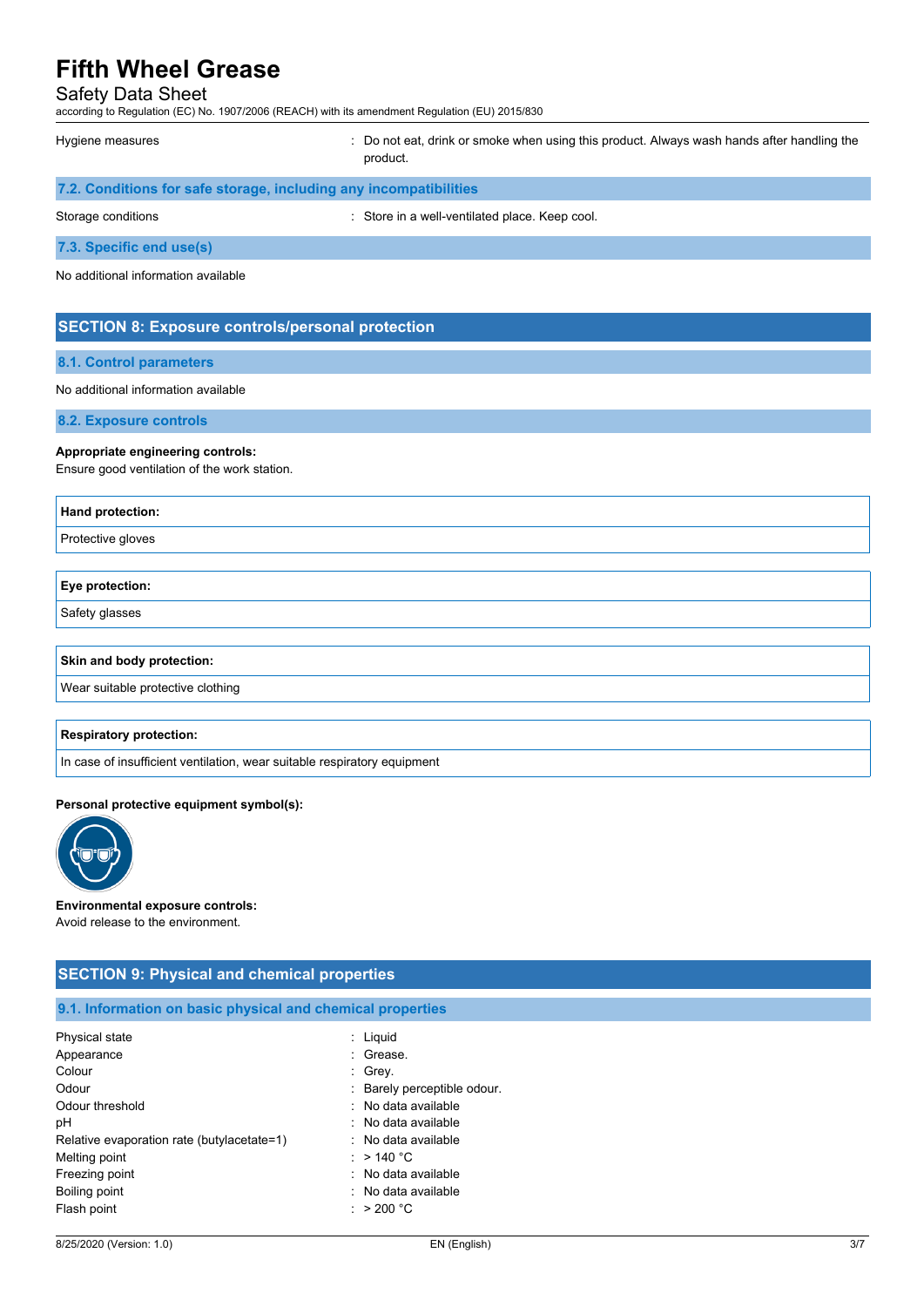Hygiene measures : Do not eat, drink or smoke when using this product. Always wash hands after handling the product.

### 7.2. Conditions for safe storage, including any incompatibilities

Storage conditions : Store in a well-ventilated place. Keep cool.

### 7.3. Specific end use(s)

No additional information available

## SECTION 8: Exposure controls/personal protection

### 8.1. Control parameters

No additional information available

### 8.2. Exposure controls

**Appropriate engineering controls:**
Ensure good ventilation of the work station.

| Hand protection: |
| --- |
| Protective gloves |

| Eye protection: |
| --- |
| Safety glasses |

| Skin and body protection: |
| --- |
| Wear suitable protective clothing |

| Respiratory protection: |
| --- |
| In case of insufficient ventilation, wear suitable respiratory equipment |

**Personal protective equipment symbol(s):**

**Environmental exposure controls:**
Avoid release to the environment.

## SECTION 9: Physical and chemical properties

### 9.1. Information on basic physical and chemical properties

Physical state : Liquid
Appearance : Grease.
Colour : Grey.
Odour : Barely perceptible odour.
Odour threshold : No data available
pH : No data available
Relative evaporation rate (butylacetate=1) : No data available
Melting point : > 140 °C
Freezing point : No data available
Boiling point : No data available
Flash point : > 200 °C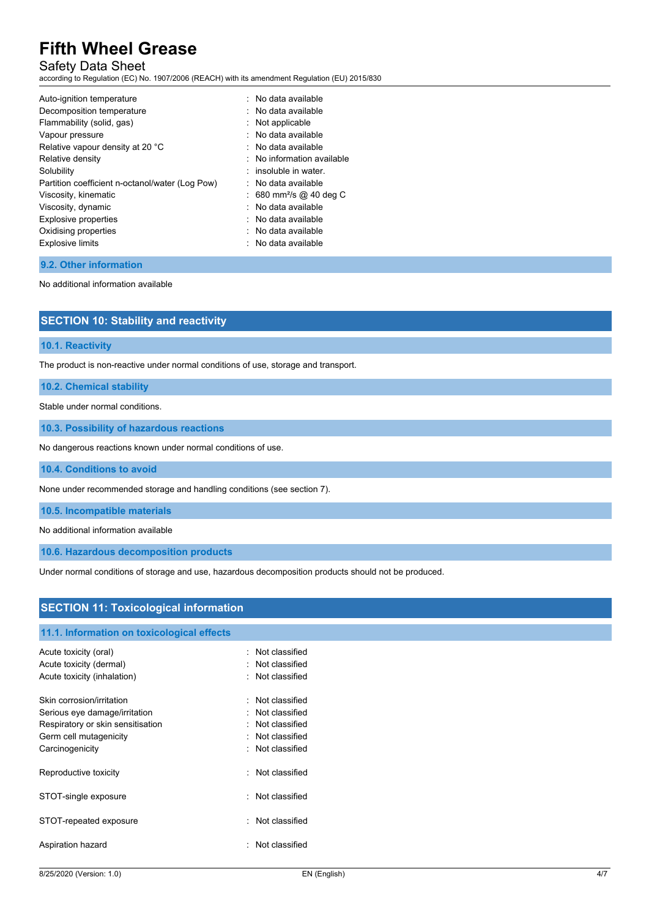| | |
|---|---|
| Auto-ignition temperature | : No data available |
| Decomposition temperature | : No data available |
| Flammability (solid, gas) | : Not applicable |
| Vapour pressure | : No data available |
| Relative vapour density at 20 °C | : No data available |
| Relative density | : No information available |
| Solubility | : insoluble in water. |
| Partition coefficient n-octanol/water (Log Pow) | : No data available |
| Viscosity, kinematic | : 680 $mm^2/s$ @ 40 deg C |
| Viscosity, dynamic | : No data available |
| Explosive properties | : No data available |
| Oxidising properties | : No data available |
| Explosive limits | : No data available |

### 9.2. Other information

No additional information available

## SECTION 10: Stability and reactivity

### 10.1. Reactivity

The product is non-reactive under normal conditions of use, storage and transport.

### 10.2. Chemical stability

Stable under normal conditions.

### 10.3. Possibility of hazardous reactions

No dangerous reactions known under normal conditions of use.

### 10.4. Conditions to avoid

None under recommended storage and handling conditions (see section 7).

### 10.5. Incompatible materials

No additional information available

### 10.6. Hazardous decomposition products

Under normal conditions of storage and use, hazardous decomposition products should not be produced.

## SECTION 11: Toxicological information

### 11.1. Information on toxicological effects

| | |
|---|---|
| Acute toxicity (oral) | : Not classified |
| Acute toxicity (dermal) | : Not classified |
| Acute toxicity (inhalation) | : Not classified |
| Skin corrosion/irritation | : Not classified |
| Serious eye damage/irritation | : Not classified |
| Respiratory or skin sensitisation | : Not classified |
| Germ cell mutagenicity | : Not classified |
| Carcinogenicity | : Not classified |
| Reproductive toxicity | : Not classified |
| STOT-single exposure | : Not classified |
| STOT-repeated exposure | : Not classified |
| Aspiration hazard | : Not classified |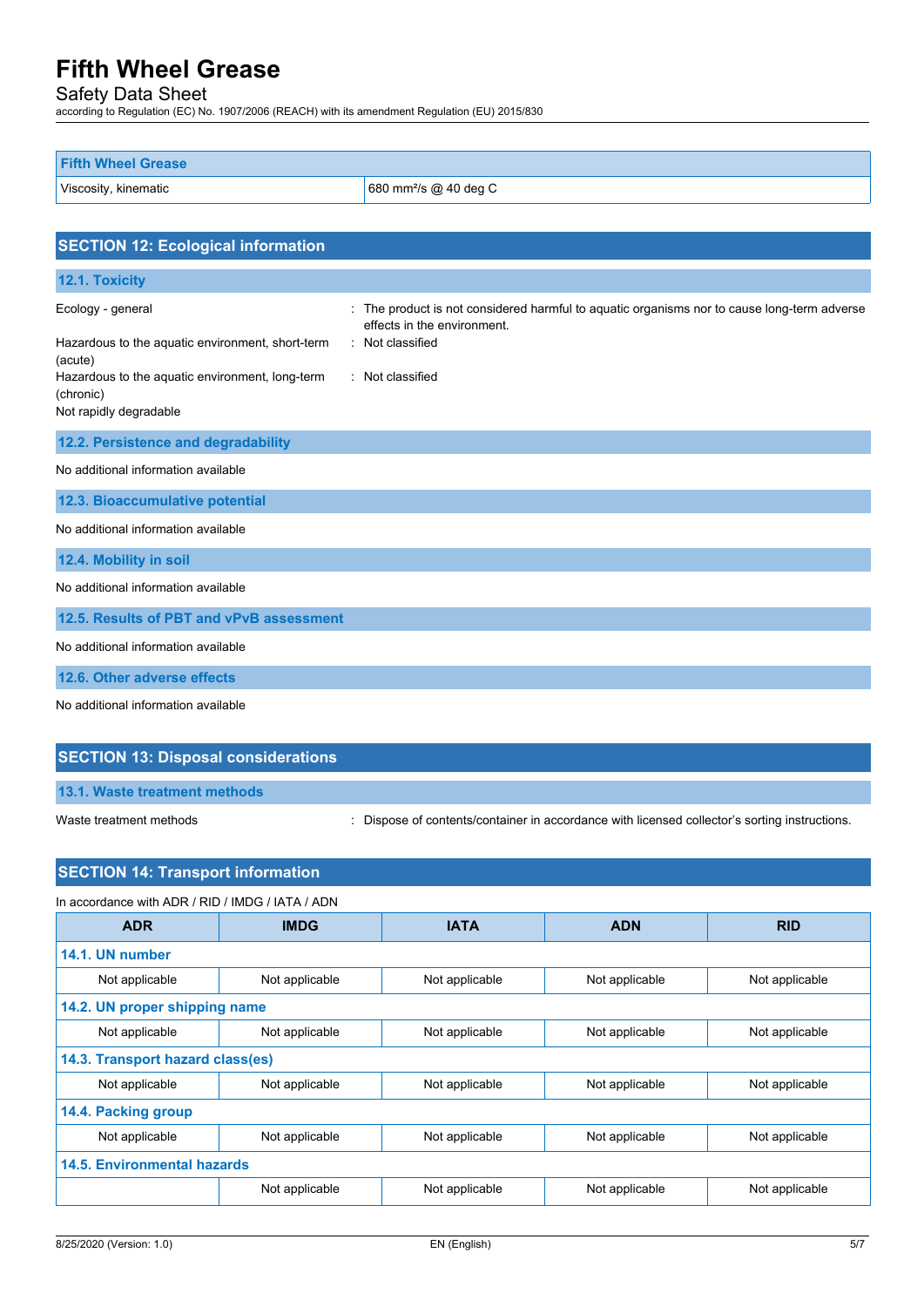| Fifth Wheel Grease | |
|---|---|
| Viscosity, kinematic | 680 mm²/s @ 40 deg C |

## SECTION 12: Ecological information

### 12.1. Toxicity

Ecology - general : The product is not considered harmful to aquatic organisms nor to cause long-term adverse effects in the environment.

Hazardous to the aquatic environment, short-term (acute) : Not classified

Hazardous to the aquatic environment, long-term (chronic) : Not classified

Not rapidly degradable

### 12.2. Persistence and degradability

No additional information available

### 12.3. Bioaccumulative potential

No additional information available

### 12.4. Mobility in soil

No additional information available

### 12.5. Results of PBT and vPvB assessment

No additional information available

### 12.6. Other adverse effects

No additional information available

## SECTION 13: Disposal considerations

### 13.1. Waste treatment methods

Waste treatment methods : Dispose of contents/container in accordance with licensed collector's sorting instructions.

## SECTION 14: Transport information

In accordance with ADR / RID / IMDG / IATA / ADN

| ADR | IMDG | IATA | ADN | RID |
|---|---|---|---|---|
| **14.1. UN number** | | | | |
| Not applicable | Not applicable | Not applicable | Not applicable | Not applicable |
| **14.2. UN proper shipping name** | | | | |
| Not applicable | Not applicable | Not applicable | Not applicable | Not applicable |
| **14.3. Transport hazard class(es)** | | | | |
| Not applicable | Not applicable | Not applicable | Not applicable | Not applicable |
| **14.4. Packing group** | | | | |
| Not applicable | Not applicable | Not applicable | Not applicable | Not applicable |
| **14.5. Environmental hazards** | | | | |
| | Not applicable | Not applicable | Not applicable | Not applicable |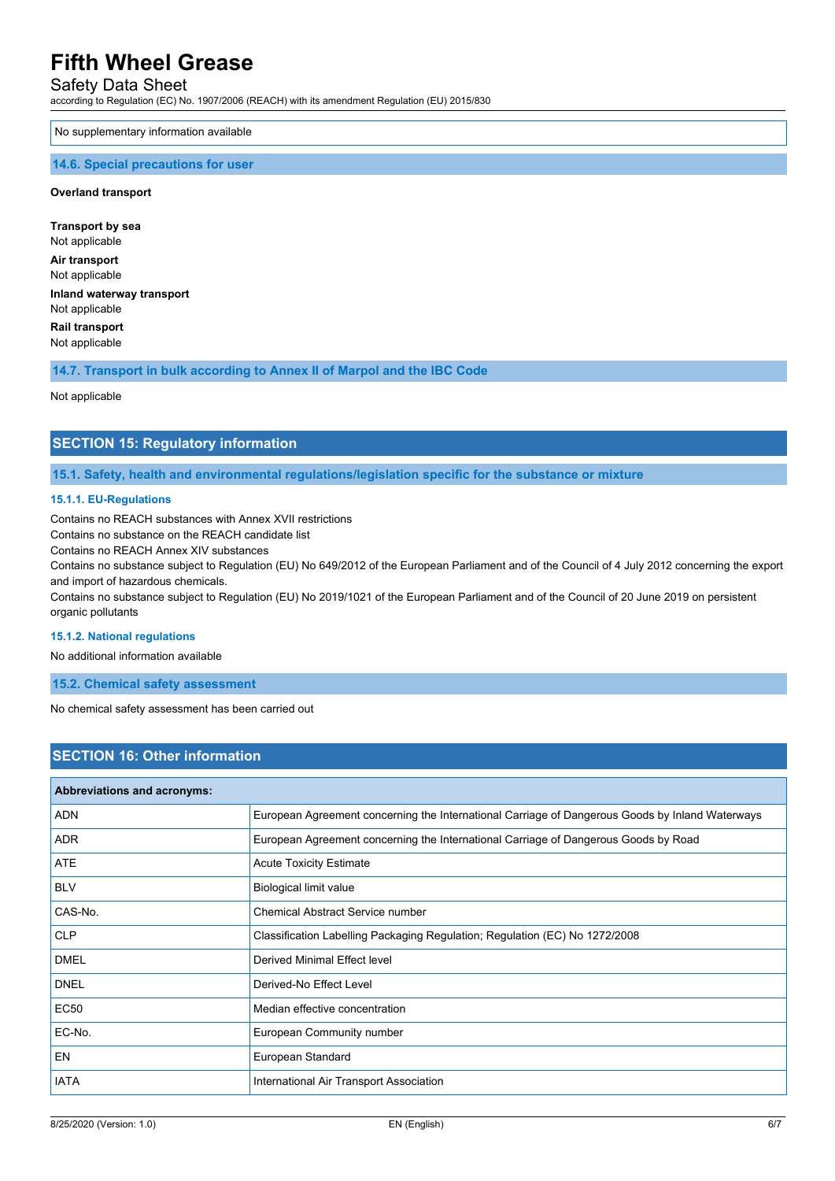No supplementary information available

### 14.6. Special precautions for user

**Overland transport**

**Transport by sea**
Not applicable

**Air transport**
Not applicable

**Inland waterway transport**
Not applicable

**Rail transport**
Not applicable

### 14.7. Transport in bulk according to Annex II of Marpol and the IBC Code

Not applicable

## SECTION 15: Regulatory information

### 15.1. Safety, health and environmental regulations/legislation specific for the substance or mixture

#### 15.1.1. EU-Regulations

Contains no REACH substances with Annex XVII restrictions
Contains no substance on the REACH candidate list
Contains no REACH Annex XIV substances
Contains no substance subject to Regulation (EU) No 649/2012 of the European Parliament and of the Council of 4 July 2012 concerning the export and import of hazardous chemicals.
Contains no substance subject to Regulation (EU) No 2019/1021 of the European Parliament and of the Council of 20 June 2019 on persistent organic pollutants

#### 15.1.2. National regulations

No additional information available

### 15.2. Chemical safety assessment

No chemical safety assessment has been carried out

## SECTION 16: Other information

| Abbreviations and acronyms: | |
|---|---|
| ADN | European Agreement concerning the International Carriage of Dangerous Goods by Inland Waterways |
| ADR | European Agreement concerning the International Carriage of Dangerous Goods by Road |
| ATE | Acute Toxicity Estimate |
| BLV | Biological limit value |
| CAS-No. | Chemical Abstract Service number |
| CLP | Classification Labelling Packaging Regulation; Regulation (EC) No 1272/2008 |
| DMEL | Derived Minimal Effect level |
| DNEL | Derived-No Effect Level |
| EC50 | Median effective concentration |
| EC-No. | European Community number |
| EN | European Standard |
| IATA | International Air Transport Association |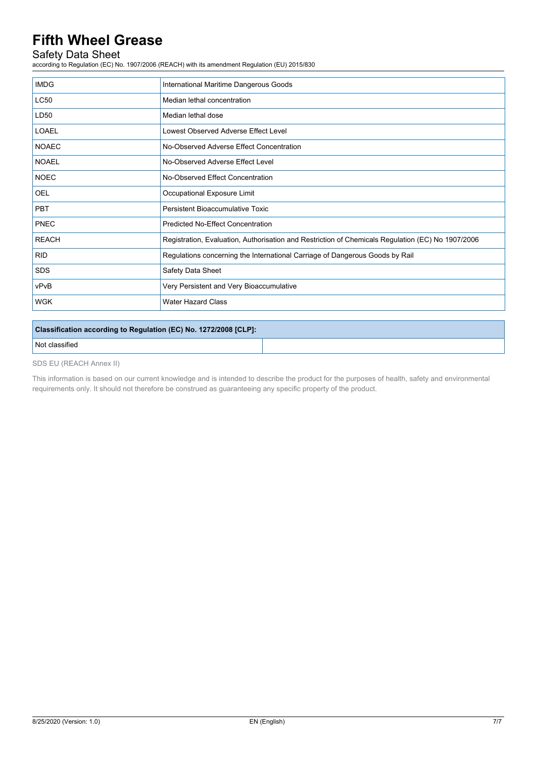| | |
|---|---|
| IMDG | International Maritime Dangerous Goods |
| LC50 | Median lethal concentration |
| LD50 | Median lethal dose |
| LOAEL | Lowest Observed Adverse Effect Level |
| NOAEC | No-Observed Adverse Effect Concentration |
| NOAEL | No-Observed Adverse Effect Level |
| NOEC | No-Observed Effect Concentration |
| OEL | Occupational Exposure Limit |
| PBT | Persistent Bioaccumulative Toxic |
| PNEC | Predicted No-Effect Concentration |
| REACH | Registration, Evaluation, Authorisation and Restriction of Chemicals Regulation (EC) No 1907/2006 |
| RID | Regulations concerning the International Carriage of Dangerous Goods by Rail |
| SDS | Safety Data Sheet |
| vPvB | Very Persistent and Very Bioaccumulative |
| WGK | Water Hazard Class |

| **Classification according to Regulation (EC) No. 1272/2008 [CLP]:** | |
|---|---|
| Not classified | |

SDS EU (REACH Annex II)

This information is based on our current knowledge and is intended to describe the product for the purposes of health, safety and environmental requirements only. It should not therefore be construed as guaranteeing any specific property of the product.